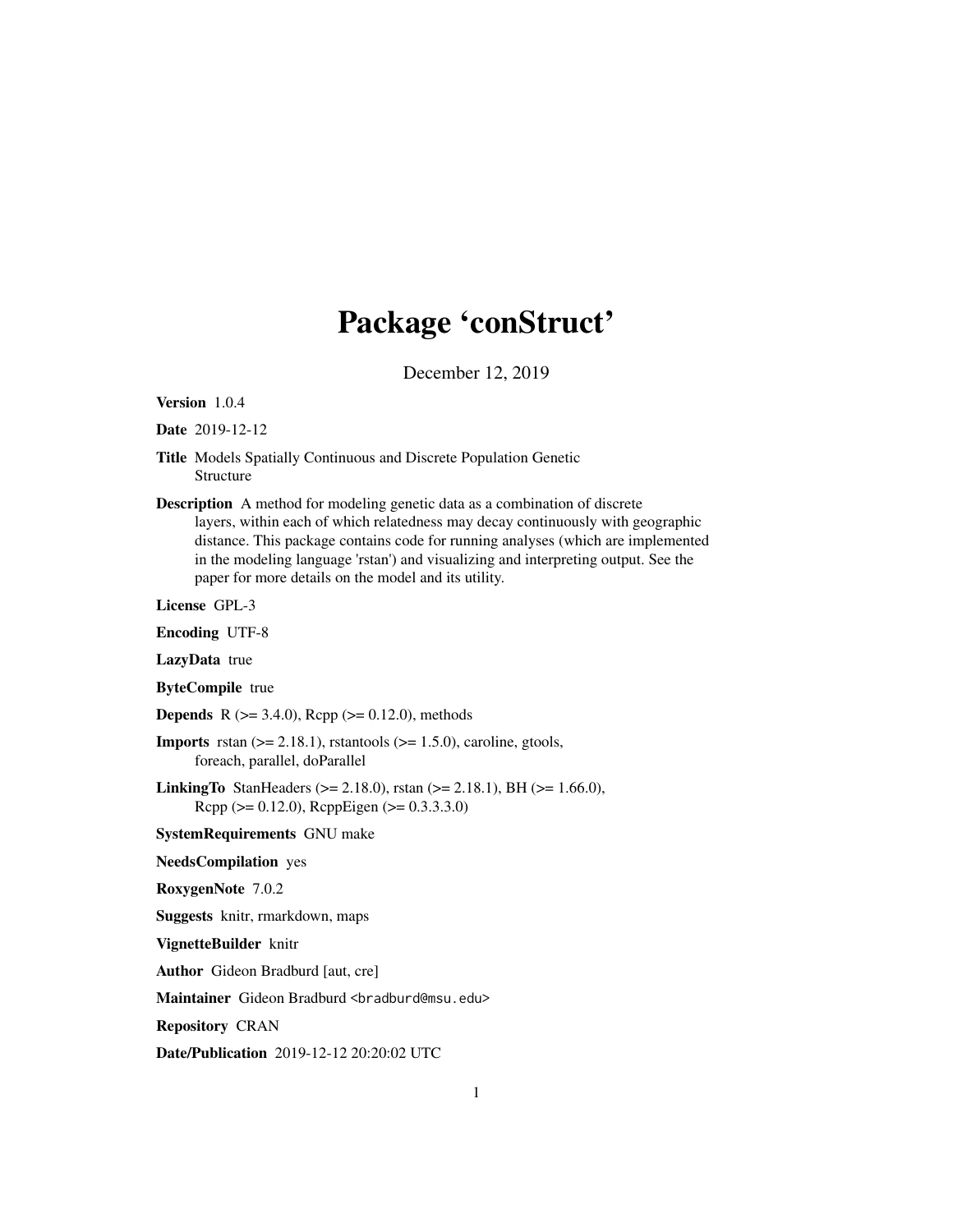# Package 'conStruct'

December 12, 2019

**Version** 1.0.4

**Date** 2019-12-12

**Title** Models Spatially Continuous and Discrete Population Genetic Structure

**Description** A method for modeling genetic data as a combination of discrete layers, within each of which relatedness may decay continuously with geographic distance. This package contains code for running analyses (which are implemented in the modeling language 'rstan') and visualizing and interpreting output. See the paper for more details on the model and its utility.

**License** GPL-3

**Encoding** UTF-8

**LazyData** true

**ByteCompile** true

**Depends** R (>= 3.4.0), Rcpp (>= 0.12.0), methods

**Imports** rstan (>= 2.18.1), rstantools (>= 1.5.0), caroline, gtools, foreach, parallel, doParallel

**LinkingTo** StanHeaders (>= 2.18.0), rstan (>= 2.18.1), BH (>= 1.66.0), Rcpp (>= 0.12.0), RcppEigen (>= 0.3.3.3.0)

**SystemRequirements** GNU make

**NeedsCompilation** yes

**RoxygenNote** 7.0.2

**Suggests** knitr, rmarkdown, maps

**VignetteBuilder** knitr

**Author** Gideon Bradburd [aut, cre]

**Maintainer** Gideon Bradburd <bradburd@msu.edu>

**Repository** CRAN

**Date/Publication** 2019-12-12 20:20:02 UTC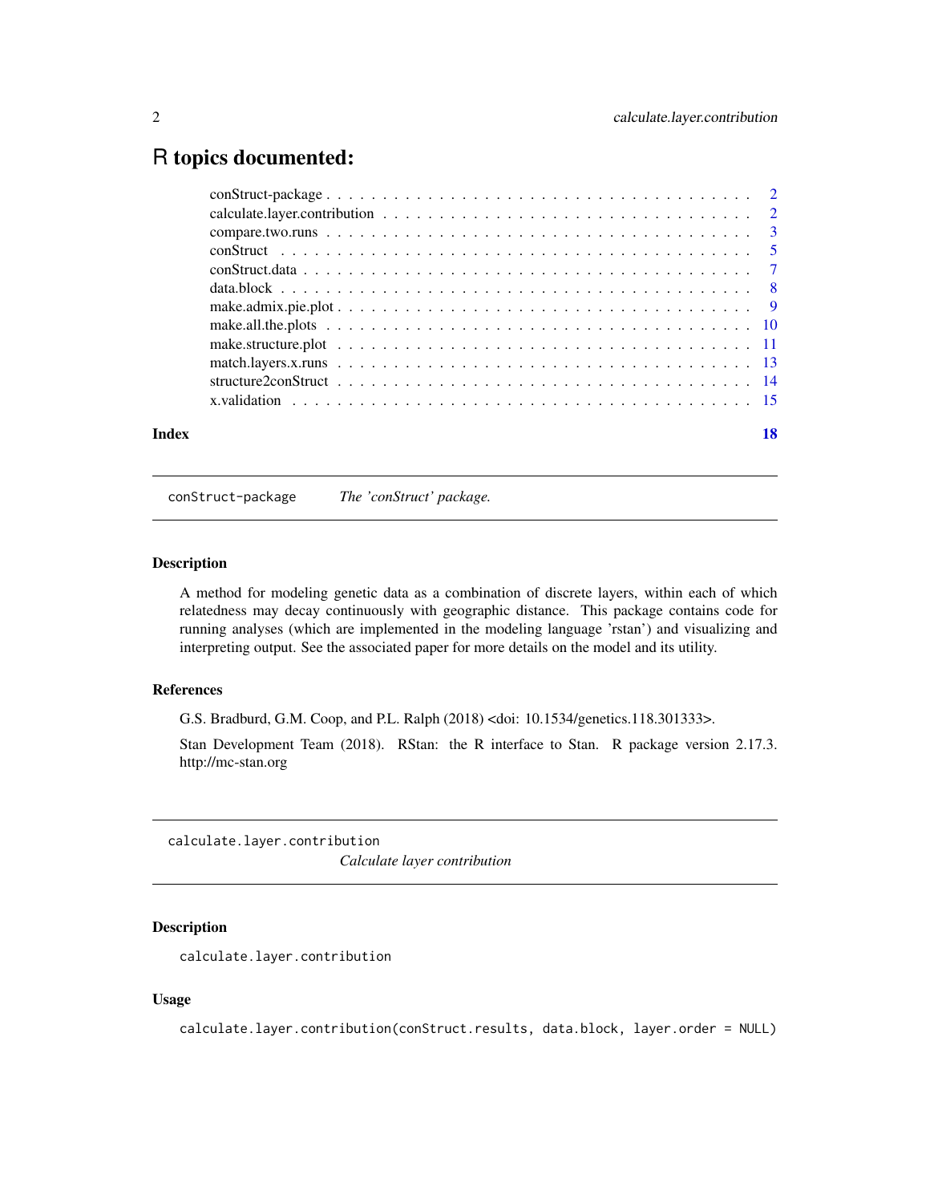# R topics documented:

- conStruct-package . . . . . . . . . . . . . . . . . . . . . . . . . . . . . . . . . . . . 2
- calculate.layer.contribution . . . . . . . . . . . . . . . . . . . . . . . . . . . . . . 2
- compare.two.runs . . . . . . . . . . . . . . . . . . . . . . . . . . . . . . . . . . . . 3
- conStruct . . . . . . . . . . . . . . . . . . . . . . . . . . . . . . . . . . . . . . . . 5
- conStruct.data . . . . . . . . . . . . . . . . . . . . . . . . . . . . . . . . . . . . . 7
- data.block . . . . . . . . . . . . . . . . . . . . . . . . . . . . . . . . . . . . . . . 8
- make.admix.pie.plot . . . . . . . . . . . . . . . . . . . . . . . . . . . . . . . . . . 9
- make.all.the.plots . . . . . . . . . . . . . . . . . . . . . . . . . . . . . . . . . . . 10
- make.structure.plot . . . . . . . . . . . . . . . . . . . . . . . . . . . . . . . . . . 11
- match.layers.x.runs . . . . . . . . . . . . . . . . . . . . . . . . . . . . . . . . . . 13
- structure2conStruct . . . . . . . . . . . . . . . . . . . . . . . . . . . . . . . . . . 14
- x.validation . . . . . . . . . . . . . . . . . . . . . . . . . . . . . . . . . . . . . . 15

**Index** **18**

---

`conStruct-package` *The 'conStruct' package.*

---

### Description

A method for modeling genetic data as a combination of discrete layers, within each of which relatedness may decay continuously with geographic distance. This package contains code for running analyses (which are implemented in the modeling language 'rstan') and visualizing and interpreting output. See the associated paper for more details on the model and its utility.

### References

G.S. Bradburd, G.M. Coop, and P.L. Ralph (2018) <doi: 10.1534/genetics.118.301333>.

Stan Development Team (2018). RStan: the R interface to Stan. R package version 2.17.3. http://mc-stan.org

---

`calculate.layer.contribution` *Calculate layer contribution*

---

### Description

`calculate.layer.contribution`

### Usage

```
calculate.layer.contribution(conStruct.results, data.block, layer.order = NULL)
```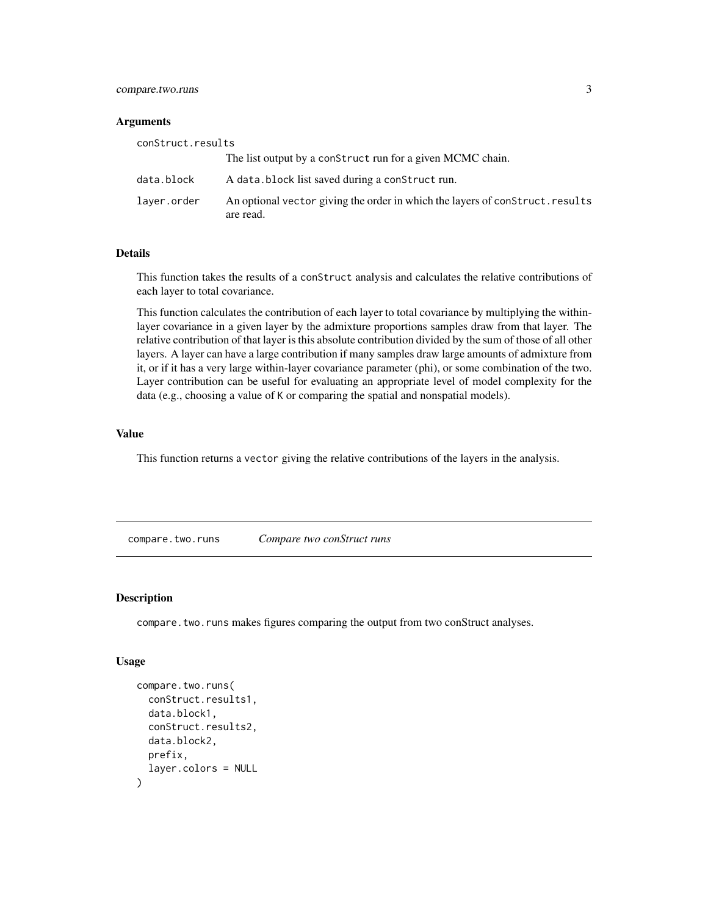### Arguments

conStruct.results
: The list output by a conStruct run for a given MCMC chain.

data.block
: A data.block list saved during a conStruct run.

layer.order
: An optional vector giving the order in which the layers of conStruct.results are read.

### Details

This function takes the results of a conStruct analysis and calculates the relative contributions of each layer to total covariance.

This function calculates the contribution of each layer to total covariance by multiplying the within-layer covariance in a given layer by the admixture proportions samples draw from that layer. The relative contribution of that layer is this absolute contribution divided by the sum of those of all other layers. A layer can have a large contribution if many samples draw large amounts of admixture from it, or if it has a very large within-layer covariance parameter (phi), or some combination of the two. Layer contribution can be useful for evaluating an appropriate level of model complexity for the data (e.g., choosing a value of K or comparing the spatial and nonspatial models).

### Value

This function returns a vector giving the relative contributions of the layers in the analysis.

---

## compare.two.runs — *Compare two conStruct runs*

### Description

compare.two.runs makes figures comparing the output from two conStruct analyses.

### Usage

```
compare.two.runs(
  conStruct.results1,
  data.block1,
  conStruct.results2,
  data.block2,
  prefix,
  layer.colors = NULL
)
```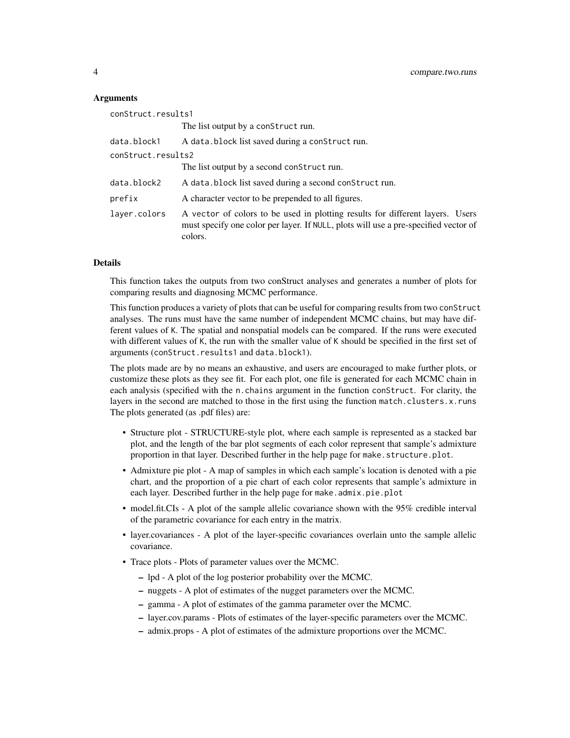### Arguments

| | |
|---|---|
| `conStruct.results1` | The list output by a `conStruct` run. |
| `data.block1` | A `data.block` list saved during a `conStruct` run. |
| `conStruct.results2` | The list output by a second `conStruct` run. |
| `data.block2` | A `data.block` list saved during a second `conStruct` run. |
| `prefix` | A character vector to be prepended to all figures. |
| `layer.colors` | A `vector` of colors to be used in plotting results for different layers. Users must specify one color per layer. If `NULL`, plots will use a pre-specified vector of colors. |

### Details

This function takes the outputs from two conStruct analyses and generates a number of plots for comparing results and diagnosing MCMC performance.

This function produces a variety of plots that can be useful for comparing results from two `conStruct` analyses. The runs must have the same number of independent MCMC chains, but may have different values of `K`. The spatial and nonspatial models can be compared. If the runs were executed with different values of `K`, the run with the smaller value of `K` should be specified in the first set of arguments (`conStruct.results1` and `data.block1`).

The plots made are by no means an exhaustive, and users are encouraged to make further plots, or customize these plots as they see fit. For each plot, one file is generated for each MCMC chain in each analysis (specified with the `n.chains` argument in the function `conStruct`. For clarity, the layers in the second are matched to those in the first using the function `match.clusters.x.runs` The plots generated (as .pdf files) are:

- Structure plot - STRUCTURE-style plot, where each sample is represented as a stacked bar plot, and the length of the bar plot segments of each color represent that sample's admixture proportion in that layer. Described further in the help page for `make.structure.plot`.
- Admixture pie plot - A map of samples in which each sample's location is denoted with a pie chart, and the proportion of a pie chart of each color represents that sample's admixture in each layer. Described further in the help page for `make.admix.pie.plot`
- model.fit.CIs - A plot of the sample allelic covariance shown with the 95% credible interval of the parametric covariance for each entry in the matrix.
- layer.covariances - A plot of the layer-specific covariances overlain unto the sample allelic covariance.
- Trace plots - Plots of parameter values over the MCMC.
  - lpd - A plot of the log posterior probability over the MCMC.
  - nuggets - A plot of estimates of the nugget parameters over the MCMC.
  - gamma - A plot of estimates of the gamma parameter over the MCMC.
  - layer.cov.params - Plots of estimates of the layer-specific parameters over the MCMC.
  - admix.props - A plot of estimates of the admixture proportions over the MCMC.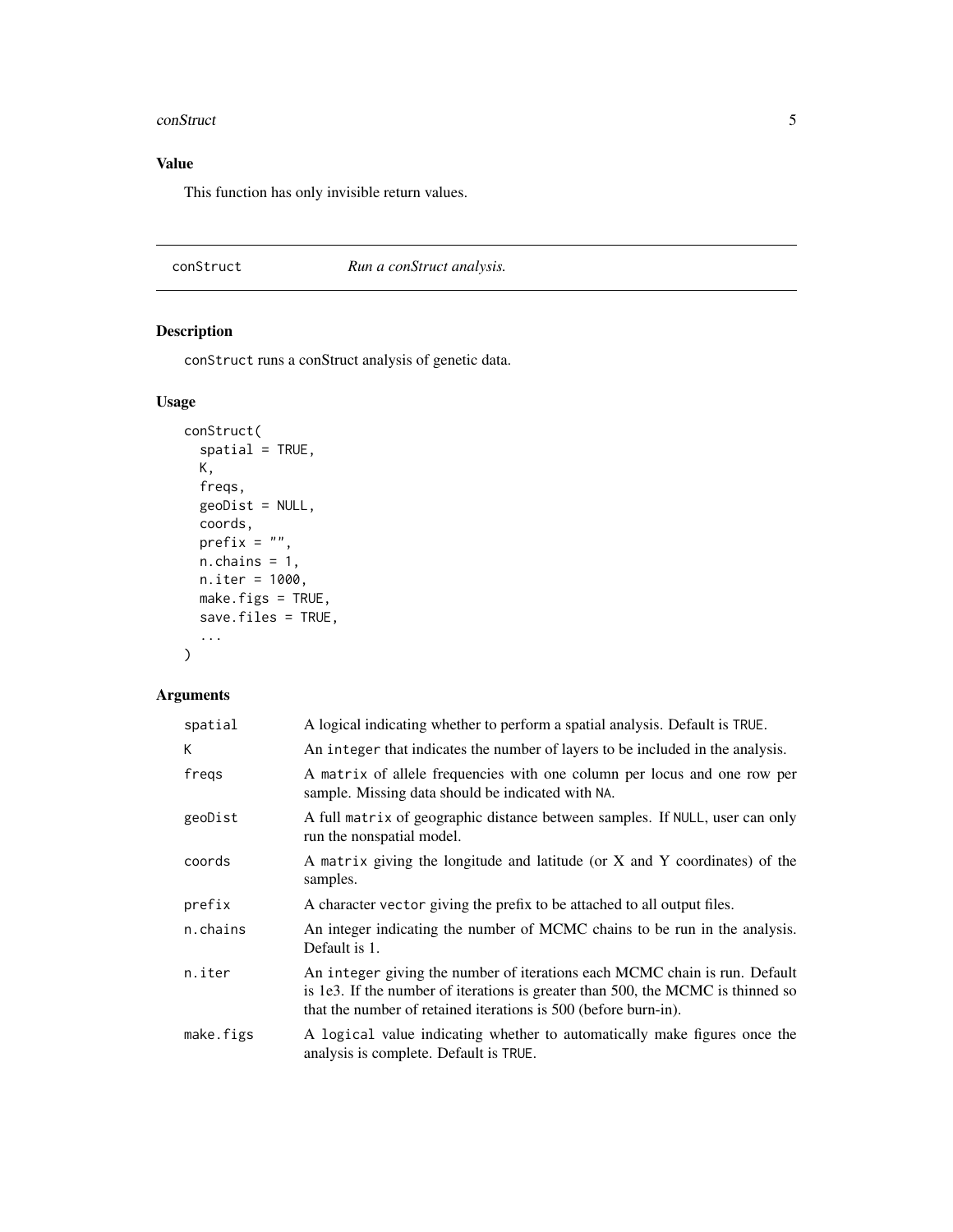## Value

This function has only invisible return values.

---

conStruct *Run a conStruct analysis.*

---

## Description

conStruct runs a conStruct analysis of genetic data.

## Usage

```
conStruct(
  spatial = TRUE,
  K,
  freqs,
  geoDist = NULL,
  coords,
  prefix = "",
  n.chains = 1,
  n.iter = 1000,
  make.figs = TRUE,
  save.files = TRUE,
  ...
)
```

## Arguments

| | |
|---|---|
| spatial | A logical indicating whether to perform a spatial analysis. Default is TRUE. |
| K | An integer that indicates the number of layers to be included in the analysis. |
| freqs | A matrix of allele frequencies with one column per locus and one row per sample. Missing data should be indicated with NA. |
| geoDist | A full matrix of geographic distance between samples. If NULL, user can only run the nonspatial model. |
| coords | A matrix giving the longitude and latitude (or X and Y coordinates) of the samples. |
| prefix | A character vector giving the prefix to be attached to all output files. |
| n.chains | An integer indicating the number of MCMC chains to be run in the analysis. Default is 1. |
| n.iter | An integer giving the number of iterations each MCMC chain is run. Default is 1e3. If the number of iterations is greater than 500, the MCMC is thinned so that the number of retained iterations is 500 (before burn-in). |
| make.figs | A logical value indicating whether to automatically make figures once the analysis is complete. Default is TRUE. |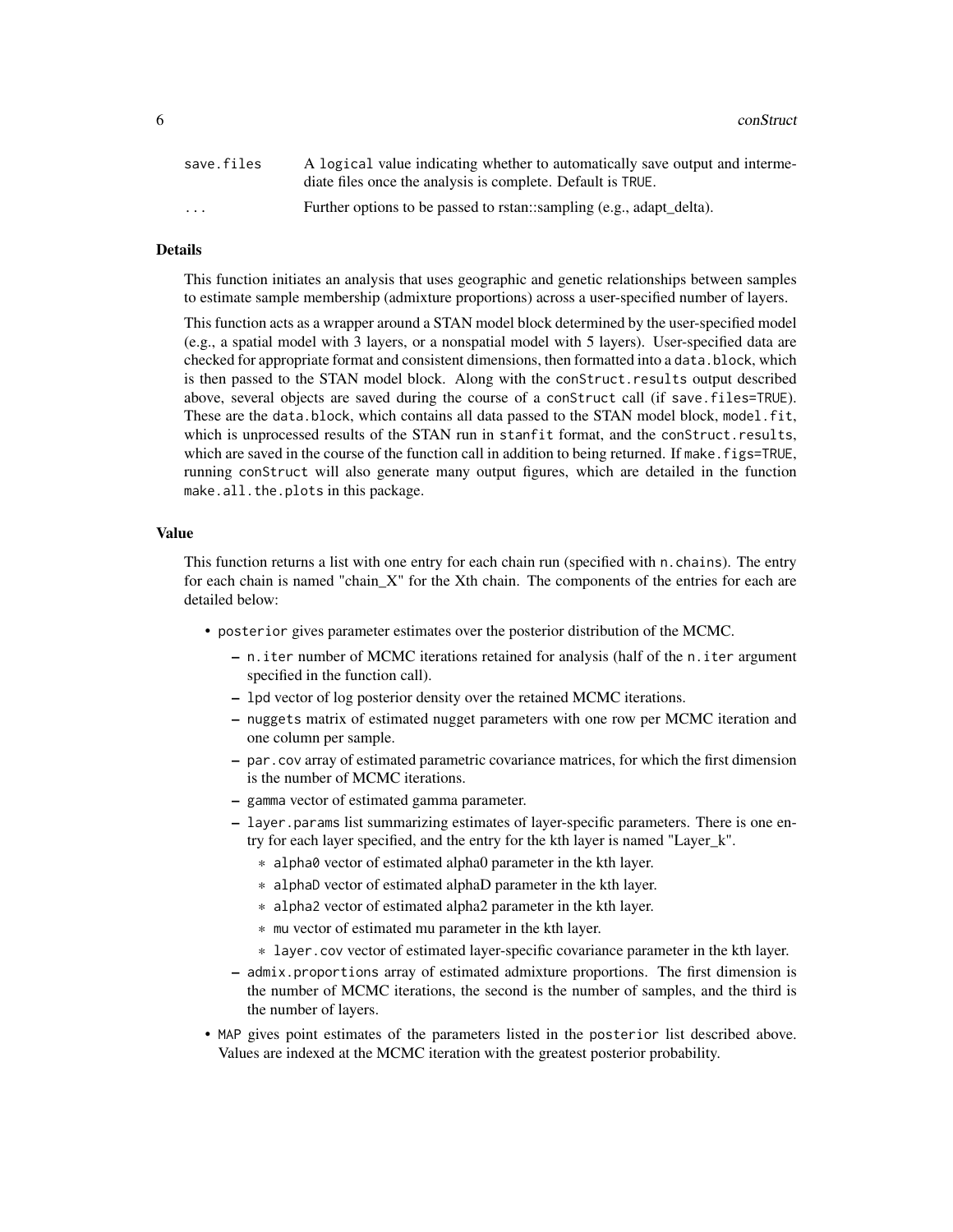| | |
|---|---|
| `save.files` | A `logical` value indicating whether to automatically save output and intermediate files once the analysis is complete. Default is `TRUE`. |
| `...` | Further options to be passed to rstan::sampling (e.g., adapt_delta). |

### Details

This function initiates an analysis that uses geographic and genetic relationships between samples to estimate sample membership (admixture proportions) across a user-specified number of layers.

This function acts as a wrapper around a STAN model block determined by the user-specified model (e.g., a spatial model with 3 layers, or a nonspatial model with 5 layers). User-specified data are checked for appropriate format and consistent dimensions, then formatted into a `data.block`, which is then passed to the STAN model block. Along with the `conStruct.results` output described above, several objects are saved during the course of a `conStruct` call (if `save.files=TRUE`). These are the `data.block`, which contains all data passed to the STAN model block, `model.fit`, which is unprocessed results of the STAN run in `stanfit` format, and the `conStruct.results`, which are saved in the course of the function call in addition to being returned. If `make.figs=TRUE`, running `conStruct` will also generate many output figures, which are detailed in the function `make.all.the.plots` in this package.

### Value

This function returns a list with one entry for each chain run (specified with `n.chains`). The entry for each chain is named "chain_X" for the Xth chain. The components of the entries for each are detailed below:

- `posterior` gives parameter estimates over the posterior distribution of the MCMC.
  - `n.iter` number of MCMC iterations retained for analysis (half of the `n.iter` argument specified in the function call).
  - `lpd` vector of log posterior density over the retained MCMC iterations.
  - `nuggets` matrix of estimated nugget parameters with one row per MCMC iteration and one column per sample.
  - `par.cov` array of estimated parametric covariance matrices, for which the first dimension is the number of MCMC iterations.
  - `gamma` vector of estimated gamma parameter.
  - `layer.params` list summarizing estimates of layer-specific parameters. There is one entry for each layer specified, and the entry for the kth layer is named "Layer_k".
    - `alpha0` vector of estimated alpha0 parameter in the kth layer.
    - `alphaD` vector of estimated alphaD parameter in the kth layer.
    - `alpha2` vector of estimated alpha2 parameter in the kth layer.
    - `mu` vector of estimated mu parameter in the kth layer.
    - `layer.cov` vector of estimated layer-specific covariance parameter in the kth layer.
  - `admix.proportions` array of estimated admixture proportions. The first dimension is the number of MCMC iterations, the second is the number of samples, and the third is the number of layers.
- `MAP` gives point estimates of the parameters listed in the `posterior` list described above. Values are indexed at the MCMC iteration with the greatest posterior probability.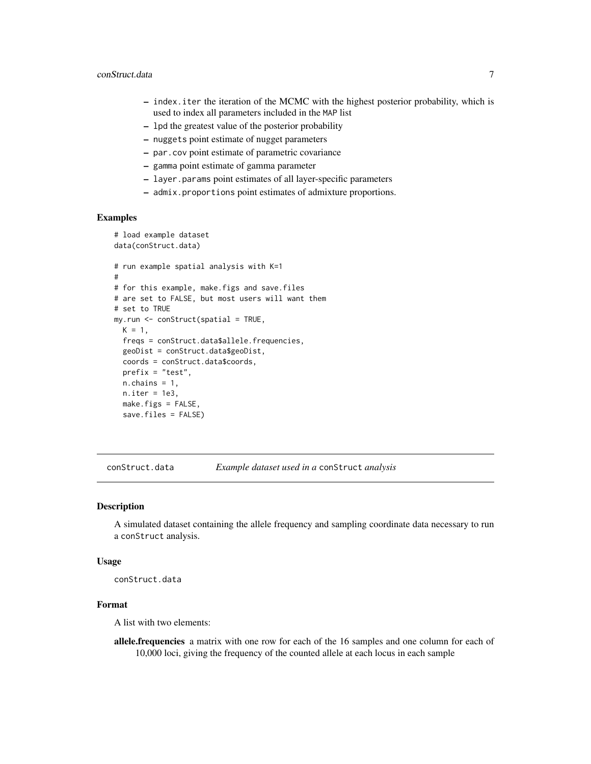- `index.iter` the iteration of the MCMC with the highest posterior probability, which is used to index all parameters included in the `MAP` list
- `lpd` the greatest value of the posterior probability
- `nuggets` point estimate of nugget parameters
- `par.cov` point estimate of parametric covariance
- `gamma` point estimate of gamma parameter
- `layer.params` point estimates of all layer-specific parameters
- `admix.proportions` point estimates of admixture proportions.

### Examples

```
# load example dataset
data(conStruct.data)

# run example spatial analysis with K=1
#
# for this example, make.figs and save.files
# are set to FALSE, but most users will want them
# set to TRUE
my.run <- conStruct(spatial = TRUE,
  K = 1,
  freqs = conStruct.data$allele.frequencies,
  geoDist = conStruct.data$geoDist,
  coords = conStruct.data$coords,
  prefix = "test",
  n.chains = 1,
  n.iter = 1e3,
  make.figs = FALSE,
  save.files = FALSE)
```

---

## conStruct.data — *Example dataset used in a `conStruct` analysis*

### Description

A simulated dataset containing the allele frequency and sampling coordinate data necessary to run a `conStruct` analysis.

### Usage

```
conStruct.data
```

### Format

A list with two elements:

**allele.frequencies** a matrix with one row for each of the 16 samples and one column for each of 10,000 loci, giving the frequency of the counted allele at each locus in each sample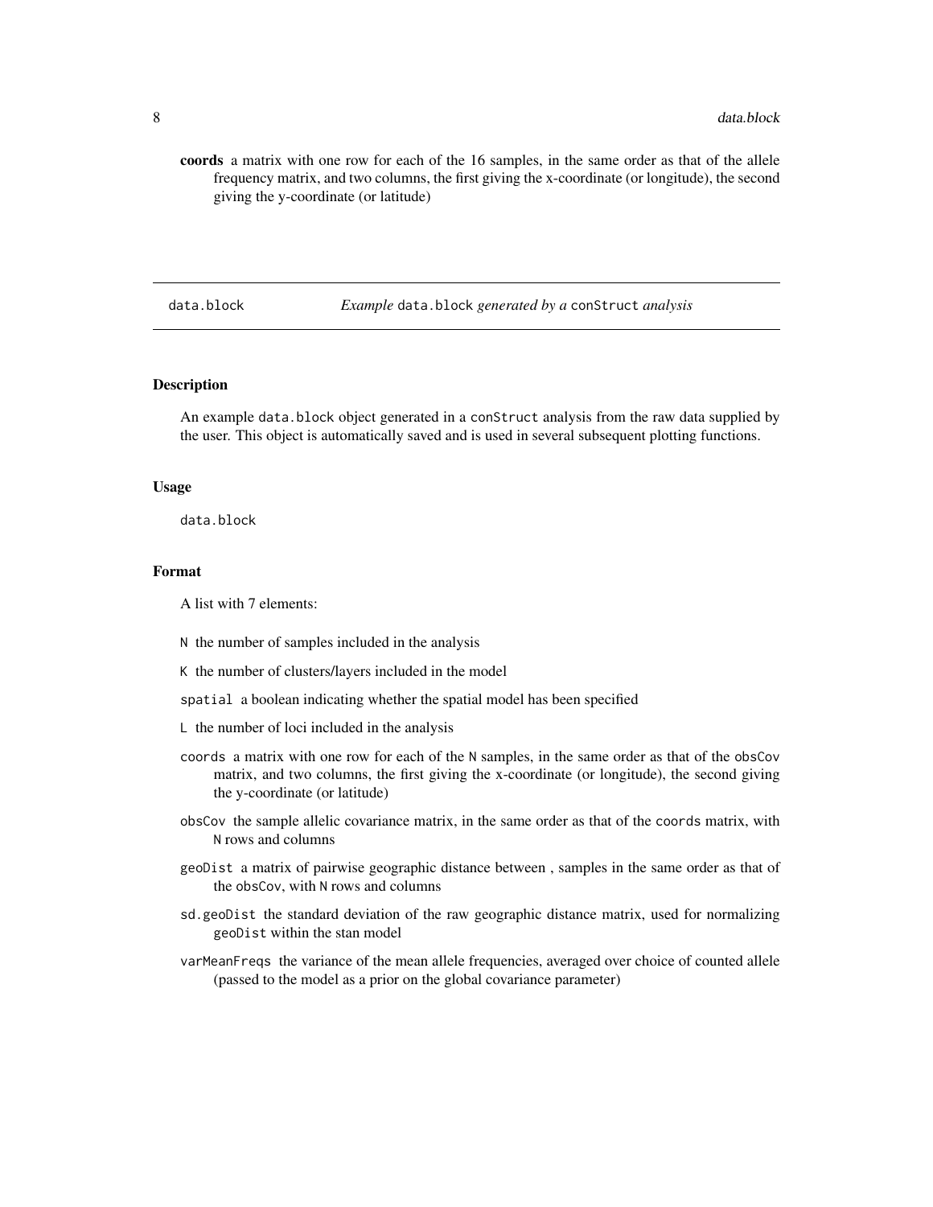**coords** a matrix with one row for each of the 16 samples, in the same order as that of the allele frequency matrix, and two columns, the first giving the x-coordinate (or longitude), the second giving the y-coordinate (or latitude)

---

## data.block *Example* data.block *generated by a* conStruct *analysis*

### Description

An example data.block object generated in a conStruct analysis from the raw data supplied by the user. This object is automatically saved and is used in several subsequent plotting functions.

### Usage

```
data.block
```

### Format

A list with 7 elements:

- N the number of samples included in the analysis
- K the number of clusters/layers included in the model
- spatial a boolean indicating whether the spatial model has been specified
- L the number of loci included in the analysis
- coords a matrix with one row for each of the N samples, in the same order as that of the obsCov matrix, and two columns, the first giving the x-coordinate (or longitude), the second giving the y-coordinate (or latitude)
- obsCov the sample allelic covariance matrix, in the same order as that of the coords matrix, with N rows and columns
- geoDist a matrix of pairwise geographic distance between , samples in the same order as that of the obsCov, with N rows and columns
- sd.geoDist the standard deviation of the raw geographic distance matrix, used for normalizing geoDist within the stan model
- varMeanFreqs the variance of the mean allele frequencies, averaged over choice of counted allele (passed to the model as a prior on the global covariance parameter)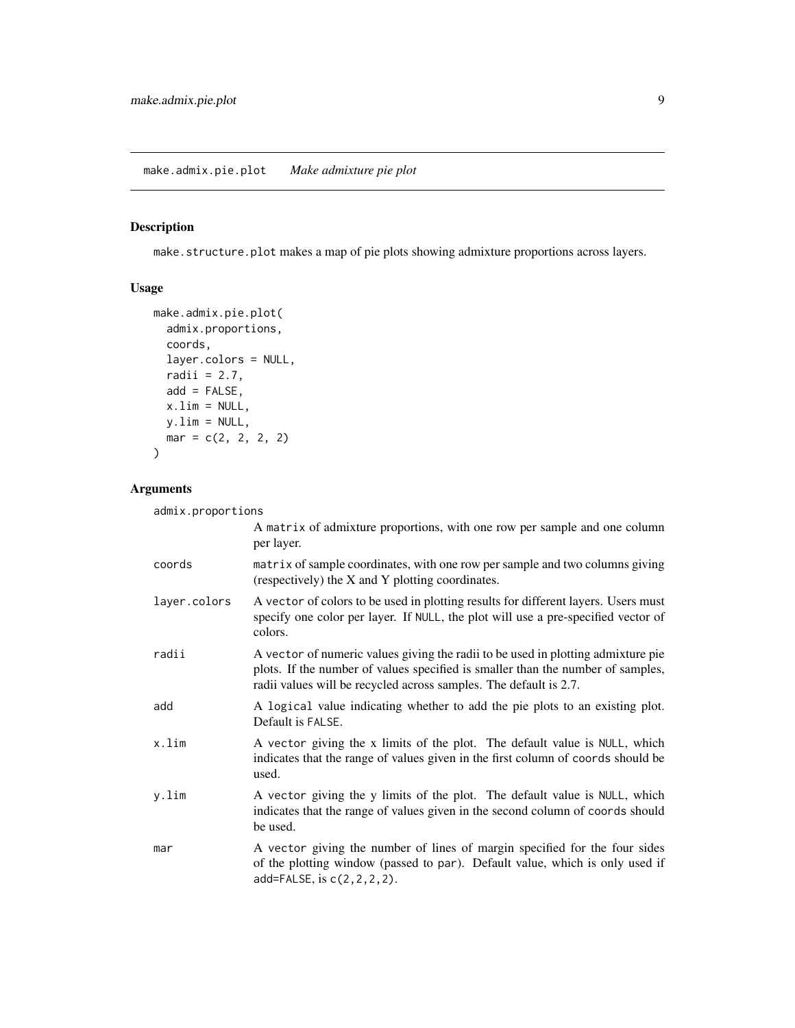## make.admix.pie.plot *Make admixture pie plot*

### Description

make.structure.plot makes a map of pie plots showing admixture proportions across layers.

### Usage

```
make.admix.pie.plot(
  admix.proportions,
  coords,
  layer.colors = NULL,
  radii = 2.7,
  add = FALSE,
  x.lim = NULL,
  y.lim = NULL,
  mar = c(2, 2, 2, 2)
)
```

### Arguments

| | |
|---|---|
| admix.proportions | A matrix of admixture proportions, with one row per sample and one column per layer. |
| coords | matrix of sample coordinates, with one row per sample and two columns giving (respectively) the X and Y plotting coordinates. |
| layer.colors | A vector of colors to be used in plotting results for different layers. Users must specify one color per layer. If NULL, the plot will use a pre-specified vector of colors. |
| radii | A vector of numeric values giving the radii to be used in plotting admixture pie plots. If the number of values specified is smaller than the number of samples, radii values will be recycled across samples. The default is 2.7. |
| add | A logical value indicating whether to add the pie plots to an existing plot. Default is FALSE. |
| x.lim | A vector giving the x limits of the plot. The default value is NULL, which indicates that the range of values given in the first column of coords should be used. |
| y.lim | A vector giving the y limits of the plot. The default value is NULL, which indicates that the range of values given in the second column of coords should be used. |
| mar | A vector giving the number of lines of margin specified for the four sides of the plotting window (passed to par). Default value, which is only used if add=FALSE, is c(2,2,2,2). |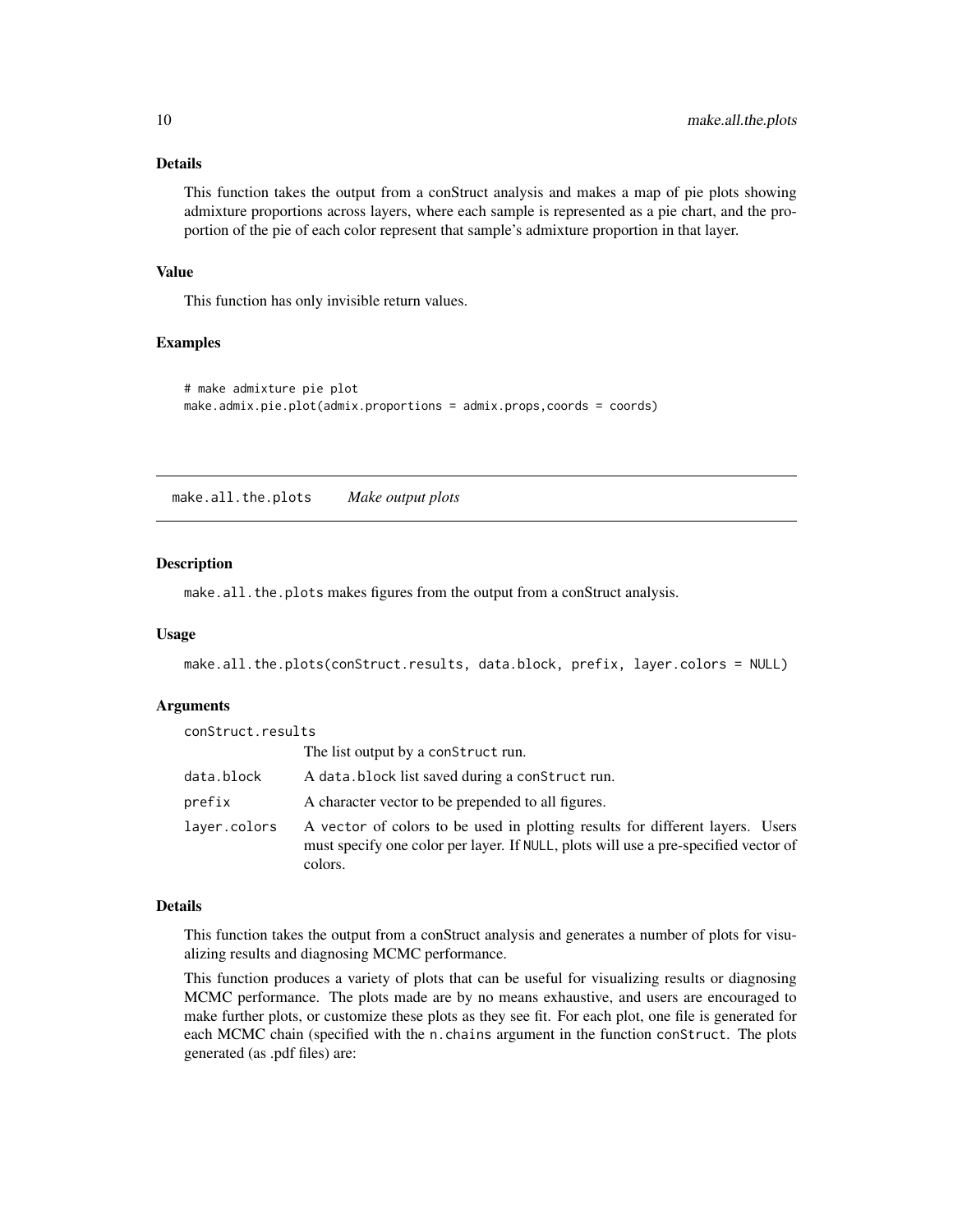### Details

This function takes the output from a conStruct analysis and makes a map of pie plots showing admixture proportions across layers, where each sample is represented as a pie chart, and the proportion of the pie of each color represent that sample's admixture proportion in that layer.

### Value

This function has only invisible return values.

### Examples

```
# make admixture pie plot
make.admix.pie.plot(admix.proportions = admix.props,coords = coords)
```

---

## make.all.the.plots *Make output plots*

---

### Description

`make.all.the.plots` makes figures from the output from a conStruct analysis.

### Usage

```
make.all.the.plots(conStruct.results, data.block, prefix, layer.colors = NULL)
```

### Arguments

| Argument | Description |
|---|---|
| `conStruct.results` | The list output by a `conStruct` run. |
| `data.block` | A `data.block` list saved during a `conStruct` run. |
| `prefix` | A character vector to be prepended to all figures. |
| `layer.colors` | A vector of colors to be used in plotting results for different layers. Users must specify one color per layer. If `NULL`, plots will use a pre-specified vector of colors. |

### Details

This function takes the output from a conStruct analysis and generates a number of plots for visualizing results and diagnosing MCMC performance.

This function produces a variety of plots that can be useful for visualizing results or diagnosing MCMC performance. The plots made are by no means exhaustive, and users are encouraged to make further plots, or customize these plots as they see fit. For each plot, one file is generated for each MCMC chain (specified with the `n.chains` argument in the function `conStruct`. The plots generated (as .pdf files) are: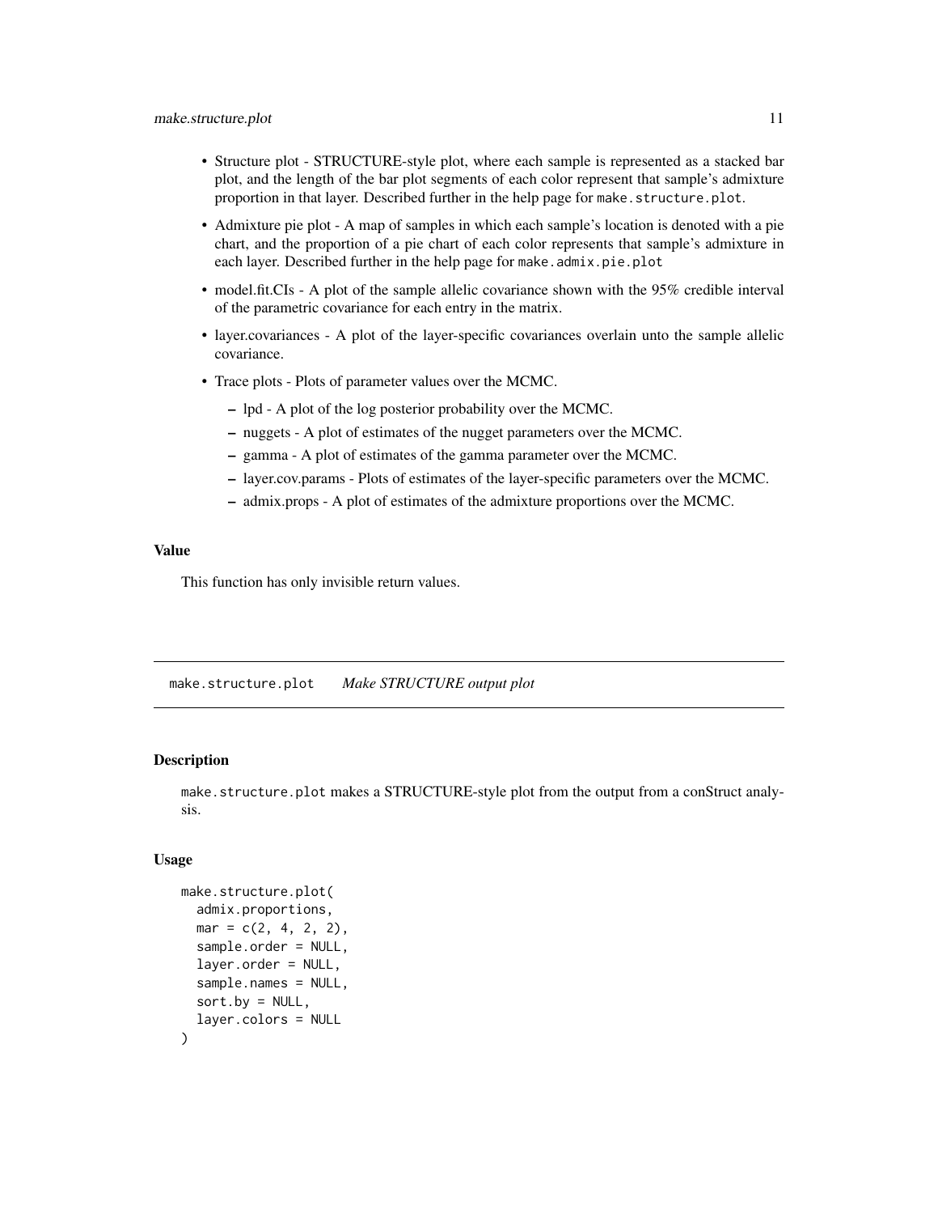- Structure plot - STRUCTURE-style plot, where each sample is represented as a stacked bar plot, and the length of the bar plot segments of each color represent that sample's admixture proportion in that layer. Described further in the help page for `make.structure.plot`.
- Admixture pie plot - A map of samples in which each sample's location is denoted with a pie chart, and the proportion of a pie chart of each color represents that sample's admixture in each layer. Described further in the help page for `make.admix.pie.plot`
- model.fit.CIs - A plot of the sample allelic covariance shown with the 95% credible interval of the parametric covariance for each entry in the matrix.
- layer.covariances - A plot of the layer-specific covariances overlain unto the sample allelic covariance.
- Trace plots - Plots of parameter values over the MCMC.
  - lpd - A plot of the log posterior probability over the MCMC.
  - nuggets - A plot of estimates of the nugget parameters over the MCMC.
  - gamma - A plot of estimates of the gamma parameter over the MCMC.
  - layer.cov.params - Plots of estimates of the layer-specific parameters over the MCMC.
  - admix.props - A plot of estimates of the admixture proportions over the MCMC.

### Value

This function has only invisible return values.

---

## make.structure.plot &nbsp;&nbsp; *Make STRUCTURE output plot*

---

### Description

`make.structure.plot` makes a STRUCTURE-style plot from the output from a conStruct analysis.

### Usage

```
make.structure.plot(
  admix.proportions,
  mar = c(2, 4, 2, 2),
  sample.order = NULL,
  layer.order = NULL,
  sample.names = NULL,
  sort.by = NULL,
  layer.colors = NULL
)
```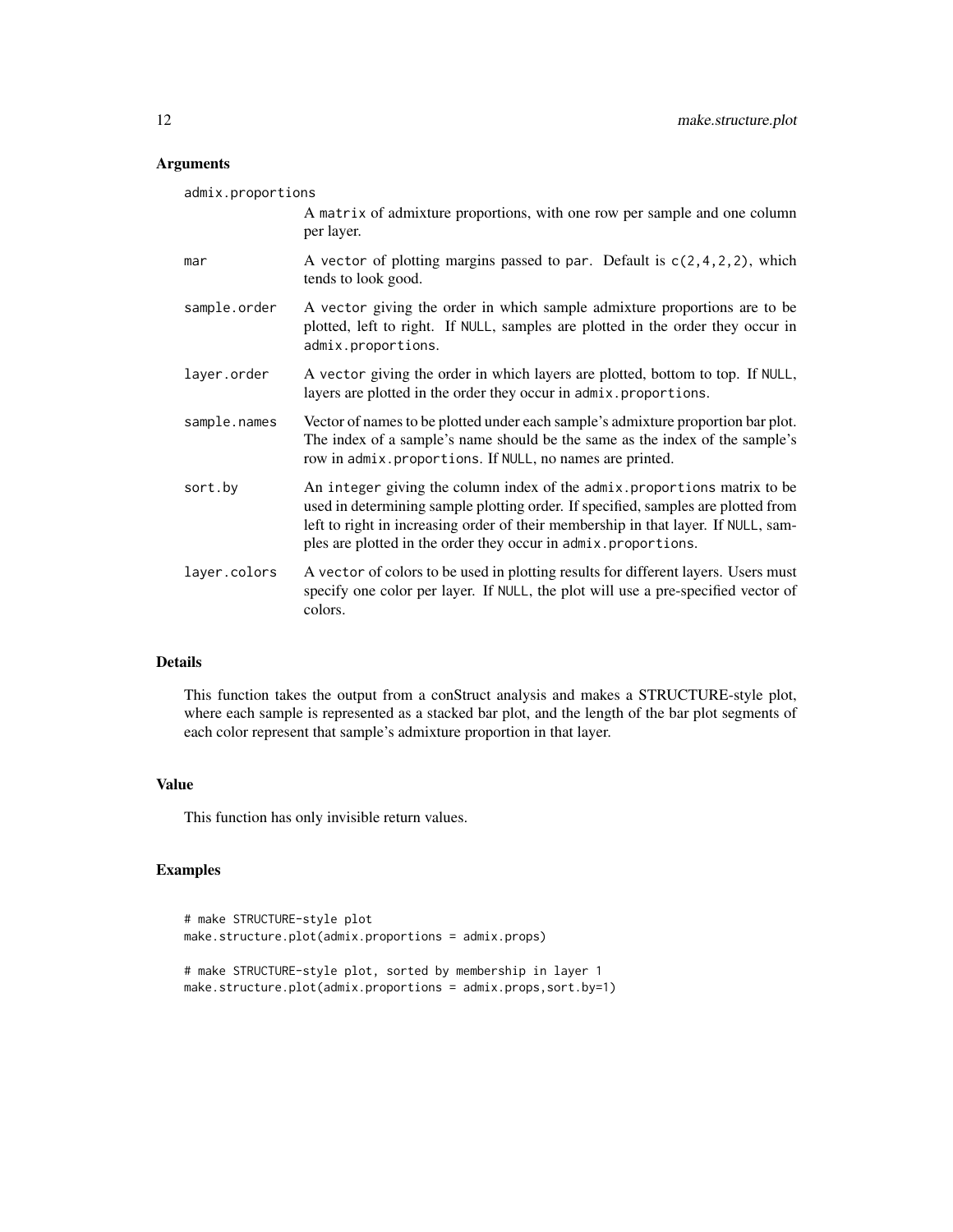## Arguments

**admix.proportions**
A `matrix` of admixture proportions, with one row per sample and one column per layer.

**mar**
A `vector` of plotting margins passed to `par`. Default is `c(2,4,2,2)`, which tends to look good.

**sample.order**
A `vector` giving the order in which sample admixture proportions are to be plotted, left to right. If `NULL`, samples are plotted in the order they occur in `admix.proportions`.

**layer.order**
A `vector` giving the order in which layers are plotted, bottom to top. If `NULL`, layers are plotted in the order they occur in `admix.proportions`.

**sample.names**
Vector of names to be plotted under each sample's admixture proportion bar plot. The index of a sample's name should be the same as the index of the sample's row in `admix.proportions`. If `NULL`, no names are printed.

**sort.by**
An `integer` giving the column index of the `admix.proportions` matrix to be used in determining sample plotting order. If specified, samples are plotted from left to right in increasing order of their membership in that layer. If `NULL`, samples are plotted in the order they occur in `admix.proportions`.

**layer.colors**
A `vector` of colors to be used in plotting results for different layers. Users must specify one color per layer. If `NULL`, the plot will use a pre-specified vector of colors.

## Details

This function takes the output from a conStruct analysis and makes a STRUCTURE-style plot, where each sample is represented as a stacked bar plot, and the length of the bar plot segments of each color represent that sample's admixture proportion in that layer.

## Value

This function has only invisible return values.

## Examples

```
# make STRUCTURE-style plot
make.structure.plot(admix.proportions = admix.props)

# make STRUCTURE-style plot, sorted by membership in layer 1
make.structure.plot(admix.proportions = admix.props,sort.by=1)
```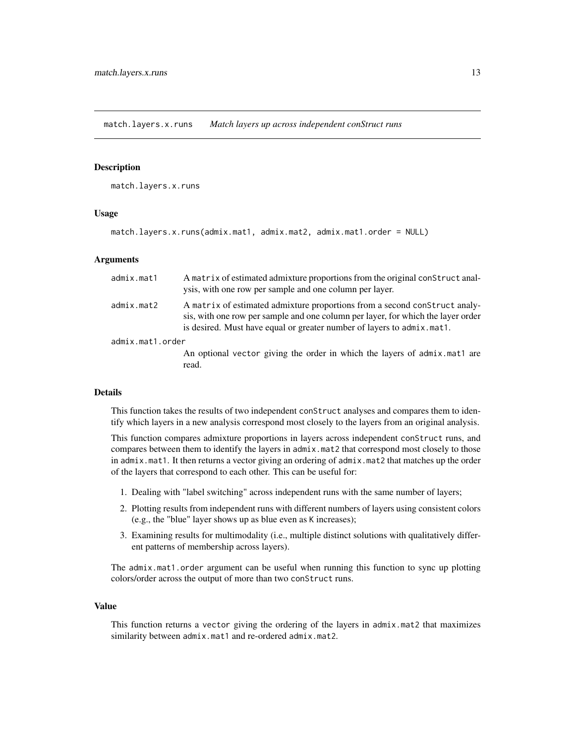# match.layers.x.runs — *Match layers up across independent conStruct runs*

## Description

match.layers.x.runs

## Usage

```
match.layers.x.runs(admix.mat1, admix.mat2, admix.mat1.order = NULL)
```

## Arguments

| | |
|---|---|
| `admix.mat1` | A `matrix` of estimated admixture proportions from the original `conStruct` analysis, with one row per sample and one column per layer. |
| `admix.mat2` | A `matrix` of estimated admixture proportions from a second `conStruct` analysis, with one row per sample and one column per layer, for which the layer order is desired. Must have equal or greater number of layers to `admix.mat1`. |
| `admix.mat1.order` | An optional `vector` giving the order in which the layers of `admix.mat1` are read. |

## Details

This function takes the results of two independent `conStruct` analyses and compares them to identify which layers in a new analysis correspond most closely to the layers from an original analysis.

This function compares admixture proportions in layers across independent `conStruct` runs, and compares between them to identify the layers in `admix.mat2` that correspond most closely to those in `admix.mat1`. It then returns a vector giving an ordering of `admix.mat2` that matches up the order of the layers that correspond to each other. This can be useful for:

1. Dealing with "label switching" across independent runs with the same number of layers;
2. Plotting results from independent runs with different numbers of layers using consistent colors (e.g., the "blue" layer shows up as blue even as `K` increases);
3. Examining results for multimodality (i.e., multiple distinct solutions with qualitatively different patterns of membership across layers).

The `admix.mat1.order` argument can be useful when running this function to sync up plotting colors/order across the output of more than two `conStruct` runs.

## Value

This function returns a `vector` giving the ordering of the layers in `admix.mat2` that maximizes similarity between `admix.mat1` and re-ordered `admix.mat2`.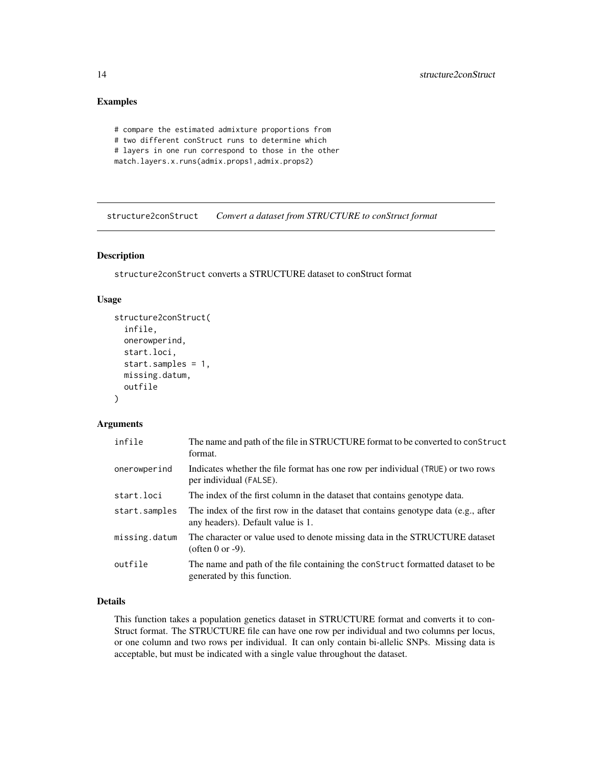## Examples

```
# compare the estimated admixture proportions from
# two different conStruct runs to determine which
# layers in one run correspond to those in the other
match.layers.x.runs(admix.props1,admix.props2)
```

---

`structure2conStruct` *Convert a dataset from STRUCTURE to conStruct format*

---

### Description

structure2conStruct converts a STRUCTURE dataset to conStruct format

### Usage

```
structure2conStruct(
  infile,
  onerowperind,
  start.loci,
  start.samples = 1,
  missing.datum,
  outfile
)
```

### Arguments

| | |
|---|---|
| infile | The name and path of the file in STRUCTURE format to be converted to conStruct format. |
| onerowperind | Indicates whether the file format has one row per individual (TRUE) or two rows per individual (FALSE). |
| start.loci | The index of the first column in the dataset that contains genotype data. |
| start.samples | The index of the first row in the dataset that contains genotype data (e.g., after any headers). Default value is 1. |
| missing.datum | The character or value used to denote missing data in the STRUCTURE dataset (often 0 or -9). |
| outfile | The name and path of the file containing the conStruct formatted dataset to be generated by this function. |

### Details

This function takes a population genetics dataset in STRUCTURE format and converts it to conStruct format. The STRUCTURE file can have one row per individual and two columns per locus, or one column and two rows per individual. It can only contain bi-allelic SNPs. Missing data is acceptable, but must be indicated with a single value throughout the dataset.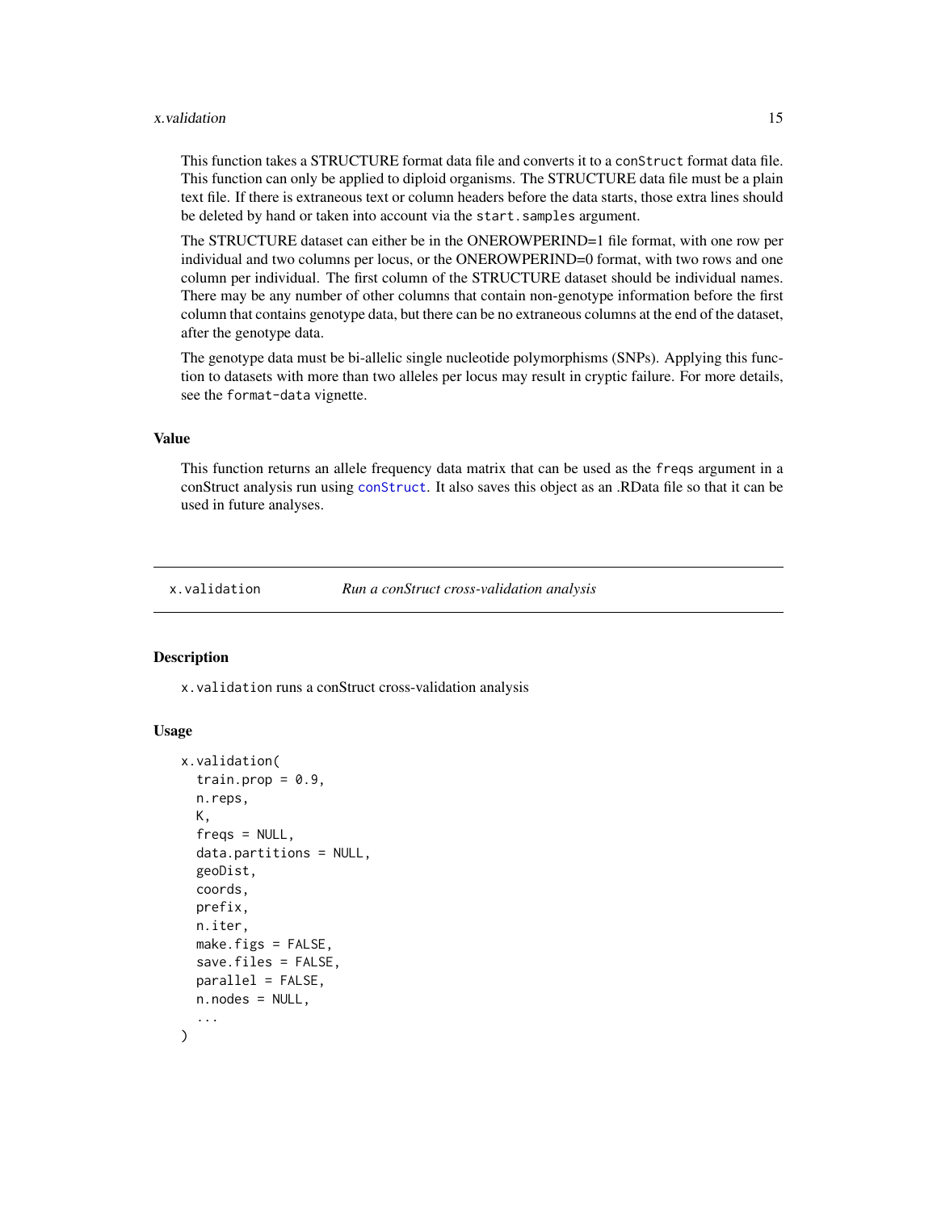This function takes a STRUCTURE format data file and converts it to a conStruct format data file. This function can only be applied to diploid organisms. The STRUCTURE data file must be a plain text file. If there is extraneous text or column headers before the data starts, those extra lines should be deleted by hand or taken into account via the start.samples argument.

The STRUCTURE dataset can either be in the ONEROWPERIND=1 file format, with one row per individual and two columns per locus, or the ONEROWPERIND=0 format, with two rows and one column per individual. The first column of the STRUCTURE dataset should be individual names. There may be any number of other columns that contain non-genotype information before the first column that contains genotype data, but there can be no extraneous columns at the end of the dataset, after the genotype data.

The genotype data must be bi-allelic single nucleotide polymorphisms (SNPs). Applying this function to datasets with more than two alleles per locus may result in cryptic failure. For more details, see the format-data vignette.

### Value

This function returns an allele frequency data matrix that can be used as the freqs argument in a conStruct analysis run using conStruct. It also saves this object as an .RData file so that it can be used in future analyses.

---

## x.validation *Run a conStruct cross-validation analysis*

---

### Description

x.validation runs a conStruct cross-validation analysis

### Usage

```
x.validation(
  train.prop = 0.9,
  n.reps,
  K,
  freqs = NULL,
  data.partitions = NULL,
  geoDist,
  coords,
  prefix,
  n.iter,
  make.figs = FALSE,
  save.files = FALSE,
  parallel = FALSE,
  n.nodes = NULL,
  ...
)
```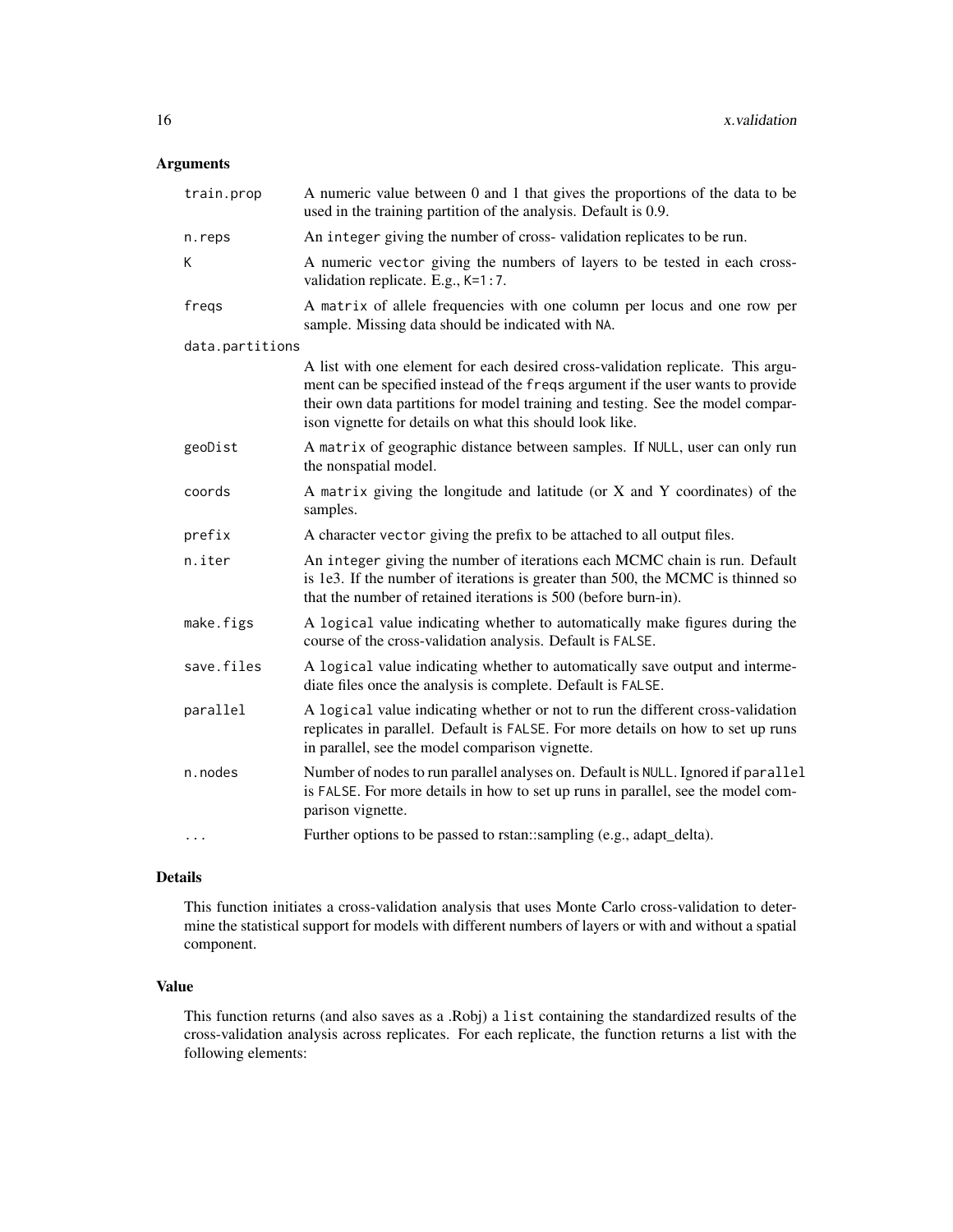## Arguments

| | |
|---|---|
| `train.prop` | A numeric value between 0 and 1 that gives the proportions of the data to be used in the training partition of the analysis. Default is 0.9. |
| `n.reps` | An `integer` giving the number of cross- validation replicates to be run. |
| `K` | A numeric `vector` giving the numbers of layers to be tested in each cross-validation replicate. E.g., `K=1:7`. |
| `freqs` | A `matrix` of allele frequencies with one column per locus and one row per sample. Missing data should be indicated with `NA`. |
| `data.partitions` | A list with one element for each desired cross-validation replicate. This argument can be specified instead of the `freqs` argument if the user wants to provide their own data partitions for model training and testing. See the model comparison vignette for details on what this should look like. |
| `geoDist` | A `matrix` of geographic distance between samples. If `NULL`, user can only run the nonspatial model. |
| `coords` | A `matrix` giving the longitude and latitude (or X and Y coordinates) of the samples. |
| `prefix` | A character `vector` giving the prefix to be attached to all output files. |
| `n.iter` | An `integer` giving the number of iterations each MCMC chain is run. Default is 1e3. If the number of iterations is greater than 500, the MCMC is thinned so that the number of retained iterations is 500 (before burn-in). |
| `make.figs` | A `logical` value indicating whether to automatically make figures during the course of the cross-validation analysis. Default is `FALSE`. |
| `save.files` | A `logical` value indicating whether to automatically save output and intermediate files once the analysis is complete. Default is `FALSE`. |
| `parallel` | A `logical` value indicating whether or not to run the different cross-validation replicates in parallel. Default is `FALSE`. For more details on how to set up runs in parallel, see the model comparison vignette. |
| `n.nodes` | Number of nodes to run parallel analyses on. Default is `NULL`. Ignored if `parallel` is `FALSE`. For more details in how to set up runs in parallel, see the model comparison vignette. |
| `...` | Further options to be passed to rstan::sampling (e.g., adapt_delta). |

## Details

This function initiates a cross-validation analysis that uses Monte Carlo cross-validation to determine the statistical support for models with different numbers of layers or with and without a spatial component.

## Value

This function returns (and also saves as a .Robj) a `list` containing the standardized results of the cross-validation analysis across replicates. For each replicate, the function returns a list with the following elements: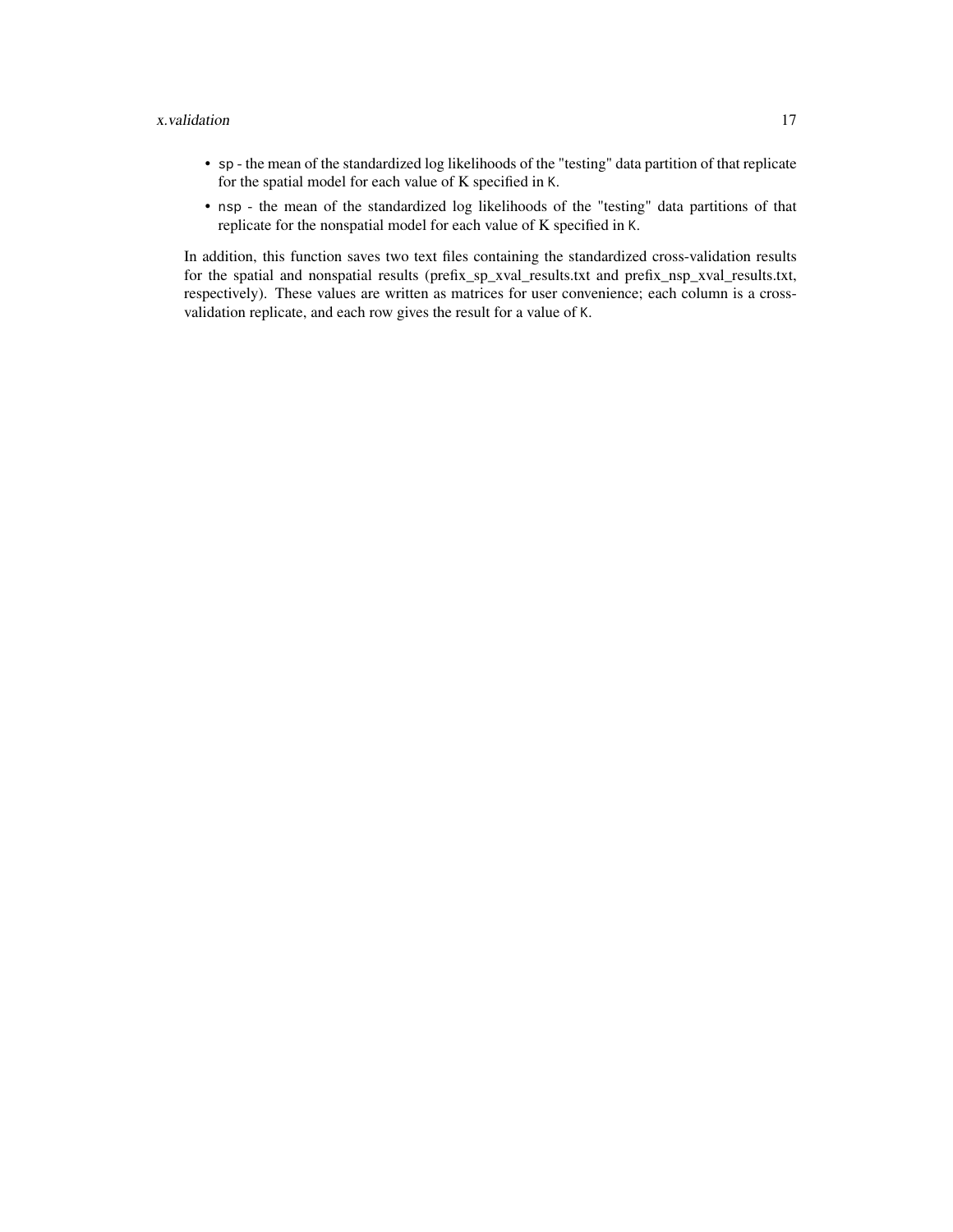- `sp` - the mean of the standardized log likelihoods of the "testing" data partition of that replicate for the spatial model for each value of K specified in `K`.
- `nsp` - the mean of the standardized log likelihoods of the "testing" data partitions of that replicate for the nonspatial model for each value of K specified in `K`.

In addition, this function saves two text files containing the standardized cross-validation results for the spatial and nonspatial results (prefix_sp_xval_results.txt and prefix_nsp_xval_results.txt, respectively). These values are written as matrices for user convenience; each column is a cross-validation replicate, and each row gives the result for a value of `K`.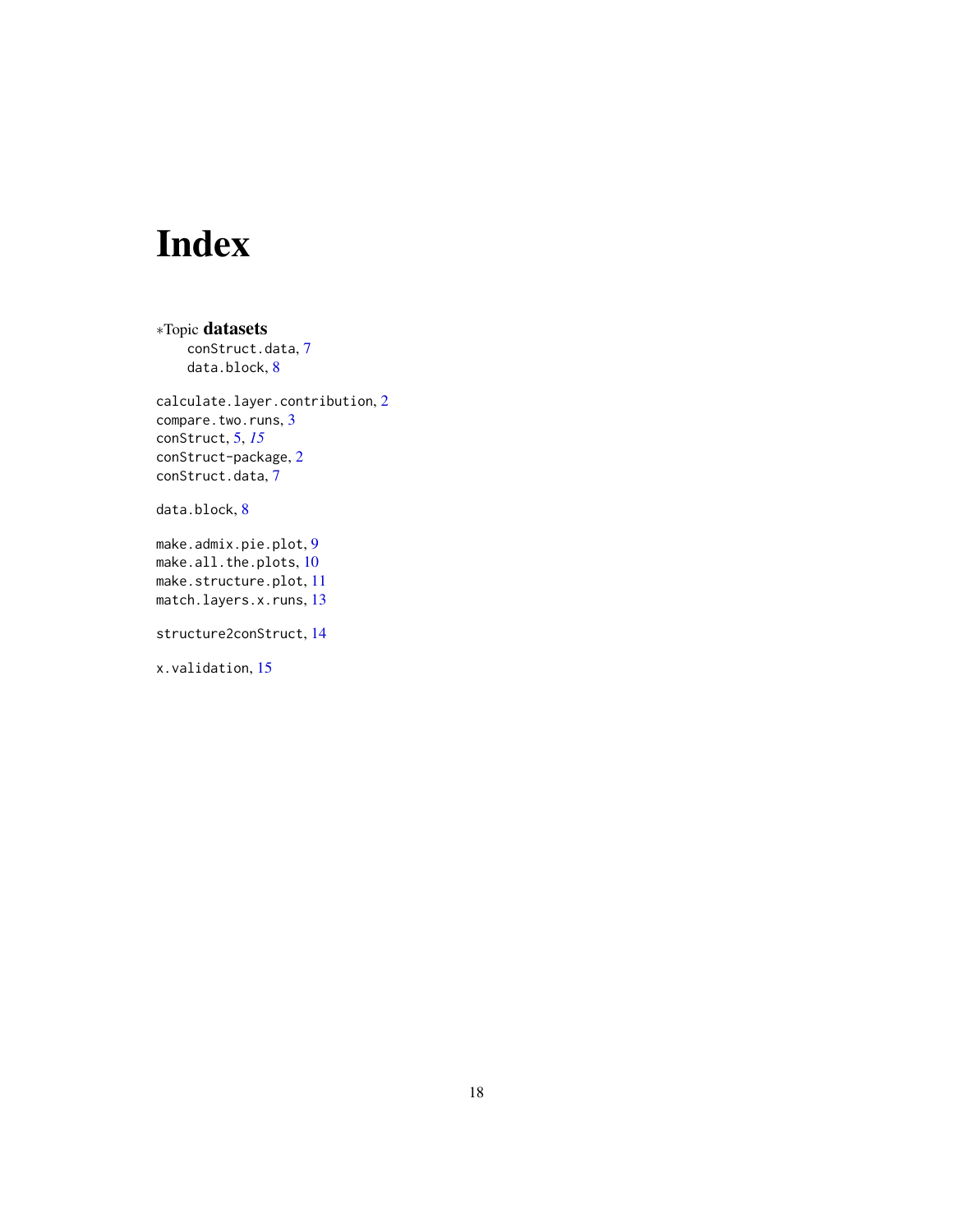# Index

*Topic **datasets**

conStruct.data, 7
data.block, 8

calculate.layer.contribution, 2
compare.two.runs, 3
conStruct, 5, *15*
conStruct-package, 2
conStruct.data, 7

data.block, 8

make.admix.pie.plot, 9
make.all.the.plots, 10
make.structure.plot, 11
match.layers.x.runs, 13

structure2conStruct, 14

x.validation, 15